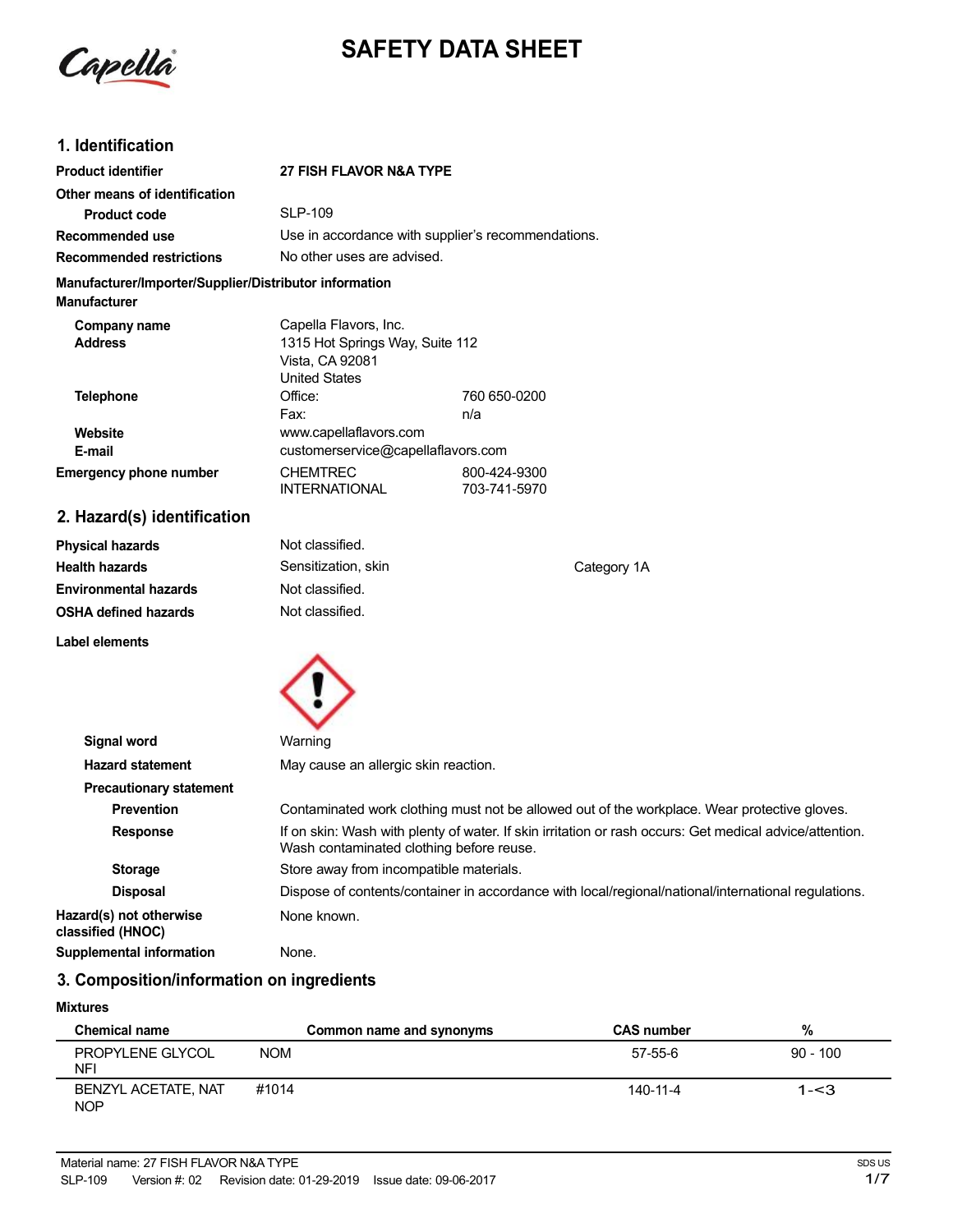# SAFETY DATA SHEET

## 1. Identification

**Product identifier** 27 FISH FLAVOR N&A TYPE

**Other means of identification**

**Product code** SLP-109

**Recommended use** Use in accordance with supplier's recommendations.

**Recommended restrictions** No other uses are advised.

**Manufacturer/Importer/Supplier/Distributor information**

**Manufacturer**

**Company name** Capella Flavors, Inc.

**Address** 1315 Hot Springs Way, Suite 112
Vista, CA 92081
United States

**Telephone** Office: 760 650-0200
Fax: n/a

**Website** www.capellaflavors.com

**E-mail** customerservice@capellaflavors.com

**Emergency phone number** CHEMTREC 800-424-9300
INTERNATIONAL 703-741-5970

## 2. Hazard(s) identification

**Physical hazards** Not classified.

**Health hazards** Sensitization, skin — Category 1A

**Environmental hazards** Not classified.

**OSHA defined hazards** Not classified.

**Label elements**

**Signal word** Warning

**Hazard statement** May cause an allergic skin reaction.

**Precautionary statement**

**Prevention** Contaminated work clothing must not be allowed out of the workplace. Wear protective gloves.

**Response** If on skin: Wash with plenty of water. If skin irritation or rash occurs: Get medical advice/attention. Wash contaminated clothing before reuse.

**Storage** Store away from incompatible materials.

**Disposal** Dispose of contents/container in accordance with local/regional/national/international regulations.

**Hazard(s) not otherwise classified (HNOC)** None known.

**Supplemental information** None.

## 3. Composition/information on ingredients

**Mixtures**

| Chemical name | Common name and synonyms | CAS number | % |
|---|---|---|---|
| PROPYLENE GLYCOL NFI | NOM | 57-55-6 | 90 - 100 |
| BENZYL ACETATE, NAT NOP | #1014 | 140-11-4 | 1-<3 |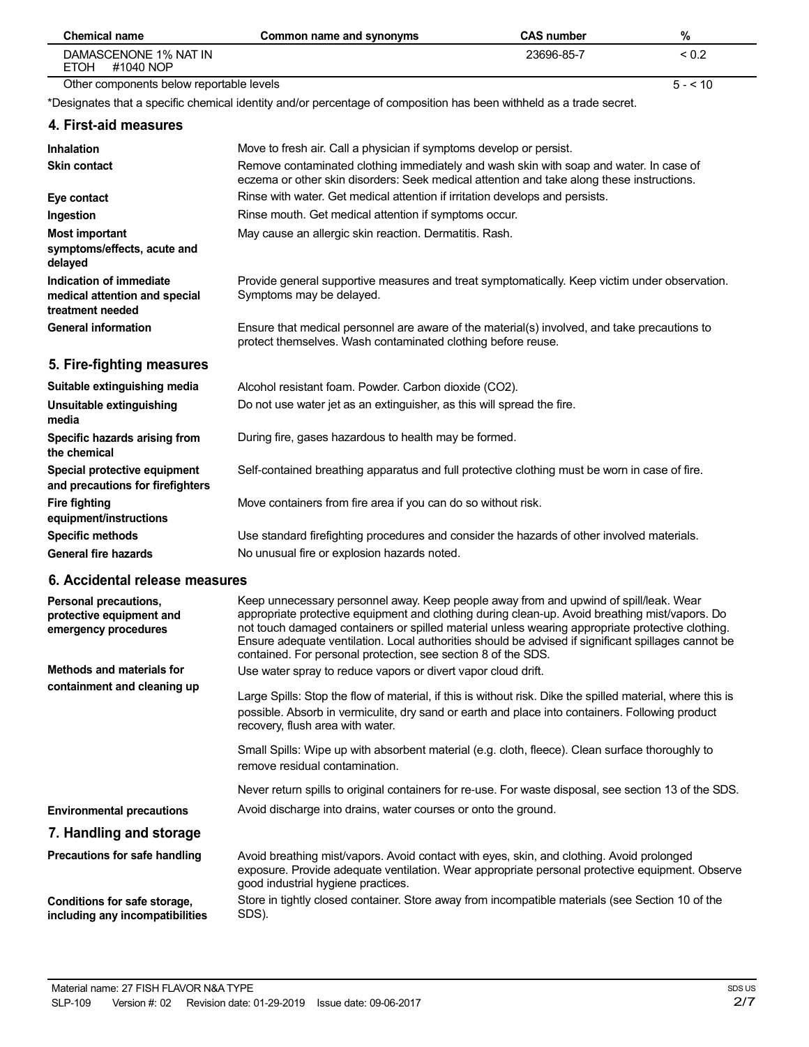| Chemical name | Common name and synonyms | CAS number | % |
|---|---|---|---|
| DAMASCENONE 1% NAT IN ETOH #1040 NOP | | 23696-85-7 | < 0.2 |
| Other components below reportable levels | | | 5 - < 10 |

*Designates that a specific chemical identity and/or percentage of composition has been withheld as a trade secret.

## 4. First-aid measures

**Inhalation**
Move to fresh air. Call a physician if symptoms develop or persist.

**Skin contact**
Remove contaminated clothing immediately and wash skin with soap and water. In case of eczema or other skin disorders: Seek medical attention and take along these instructions.

**Eye contact**
Rinse with water. Get medical attention if irritation develops and persists.

**Ingestion**
Rinse mouth. Get medical attention if symptoms occur.

**Most important symptoms/effects, acute and delayed**
May cause an allergic skin reaction. Dermatitis. Rash.

**Indication of immediate medical attention and special treatment needed**
Provide general supportive measures and treat symptomatically. Keep victim under observation. Symptoms may be delayed.

**General information**
Ensure that medical personnel are aware of the material(s) involved, and take precautions to protect themselves. Wash contaminated clothing before reuse.

## 5. Fire-fighting measures

**Suitable extinguishing media**
Alcohol resistant foam. Powder. Carbon dioxide ($CO_2$).

**Unsuitable extinguishing media**
Do not use water jet as an extinguisher, as this will spread the fire.

**Specific hazards arising from the chemical**
During fire, gases hazardous to health may be formed.

**Special protective equipment and precautions for firefighters**
Self-contained breathing apparatus and full protective clothing must be worn in case of fire.

**Fire fighting equipment/instructions**
Move containers from fire area if you can do so without risk.

**Specific methods**
Use standard firefighting procedures and consider the hazards of other involved materials.

**General fire hazards**
No unusual fire or explosion hazards noted.

## 6. Accidental release measures

**Personal precautions, protective equipment and emergency procedures**
Keep unnecessary personnel away. Keep people away from and upwind of spill/leak. Wear appropriate protective equipment and clothing during clean-up. Avoid breathing mist/vapors. Do not touch damaged containers or spilled material unless wearing appropriate protective clothing. Ensure adequate ventilation. Local authorities should be advised if significant spillages cannot be contained. For personal protection, see section 8 of the SDS.

**Methods and materials for containment and cleaning up**
Use water spray to reduce vapors or divert vapor cloud drift.

Large Spills: Stop the flow of material, if this is without risk. Dike the spilled material, where this is possible. Absorb in vermiculite, dry sand or earth and place into containers. Following product recovery, flush area with water.

Small Spills: Wipe up with absorbent material (e.g. cloth, fleece). Clean surface thoroughly to remove residual contamination.

Never return spills to original containers for re-use. For waste disposal, see section 13 of the SDS.

**Environmental precautions**
Avoid discharge into drains, water courses or onto the ground.

## 7. Handling and storage

**Precautions for safe handling**
Avoid breathing mist/vapors. Avoid contact with eyes, skin, and clothing. Avoid prolonged exposure. Provide adequate ventilation. Wear appropriate personal protective equipment. Observe good industrial hygiene practices.

**Conditions for safe storage, including any incompatibilities**
Store in tightly closed container. Store away from incompatible materials (see Section 10 of the SDS).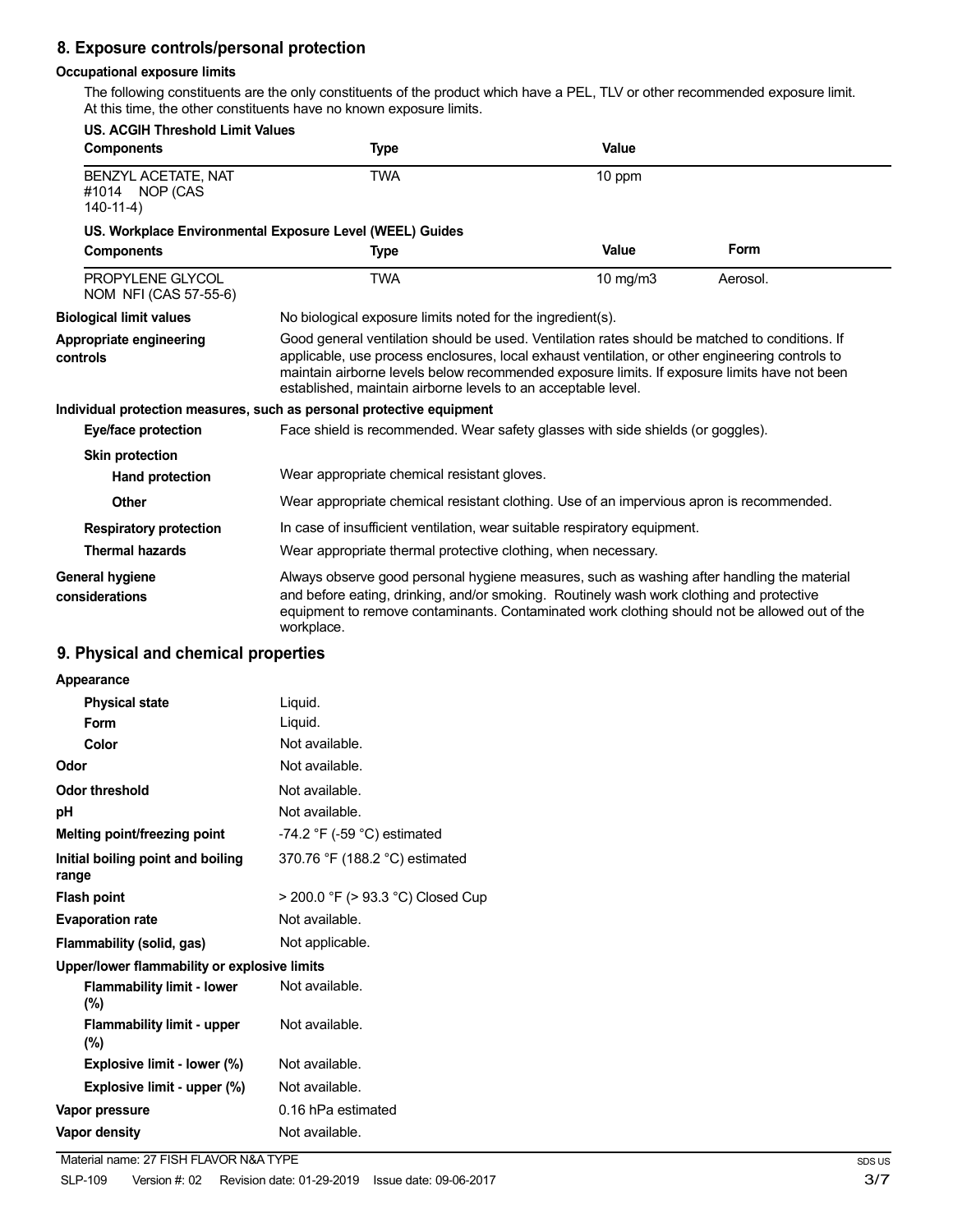## 8. Exposure controls/personal protection

**Occupational exposure limits**

The following constituents are the only constituents of the product which have a PEL, TLV or other recommended exposure limit. At this time, the other constituents have no known exposure limits.

**US. ACGIH Threshold Limit Values**

| Components | Type | Value |
|---|---|---|
| BENZYL ACETATE, NAT #1014 NOP (CAS 140-11-4) | TWA | 10 ppm |

**US. Workplace Environmental Exposure Level (WEEL) Guides**

| Components | Type | Value | Form |
|---|---|---|---|
| PROPYLENE GLYCOL NOM NFI (CAS 57-55-6) | TWA | 10 mg/m3 | Aerosol. |

**Biological limit values**
No biological exposure limits noted for the ingredient(s).

**Appropriate engineering controls**
Good general ventilation should be used. Ventilation rates should be matched to conditions. If applicable, use process enclosures, local exhaust ventilation, or other engineering controls to maintain airborne levels below recommended exposure limits. If exposure limits have not been established, maintain airborne levels to an acceptable level.

**Individual protection measures, such as personal protective equipment**

**Eye/face protection**
Face shield is recommended. Wear safety glasses with side shields (or goggles).

**Skin protection**

**Hand protection**
Wear appropriate chemical resistant gloves.

**Other**
Wear appropriate chemical resistant clothing. Use of an impervious apron is recommended.

**Respiratory protection**
In case of insufficient ventilation, wear suitable respiratory equipment.

**Thermal hazards**
Wear appropriate thermal protective clothing, when necessary.

**General hygiene considerations**
Always observe good personal hygiene measures, such as washing after handling the material and before eating, drinking, and/or smoking. Routinely wash work clothing and protective equipment to remove contaminants. Contaminated work clothing should not be allowed out of the workplace.

## 9. Physical and chemical properties

**Appearance**

| | |
|---|---|
| **Physical state** | Liquid. |
| **Form** | Liquid. |
| **Color** | Not available. |
| **Odor** | Not available. |
| **Odor threshold** | Not available. |
| **pH** | Not available. |
| **Melting point/freezing point** | -74.2 °F (-59 °C) estimated |
| **Initial boiling point and boiling range** | 370.76 °F (188.2 °C) estimated |
| **Flash point** | > 200.0 °F (> 93.3 °C) Closed Cup |
| **Evaporation rate** | Not available. |
| **Flammability (solid, gas)** | Not applicable. |

**Upper/lower flammability or explosive limits**

| | |
|---|---|
| **Flammability limit - lower (%)** | Not available. |
| **Flammability limit - upper (%)** | Not available. |
| **Explosive limit - lower (%)** | Not available. |
| **Explosive limit - upper (%)** | Not available. |
| **Vapor pressure** | 0.16 hPa estimated |
| **Vapor density** | Not available. |

Material name: 27 FISH FLAVOR N&A TYPE

SLP-109 Version #: 02 Revision date: 01-29-2019 Issue date: 09-06-2017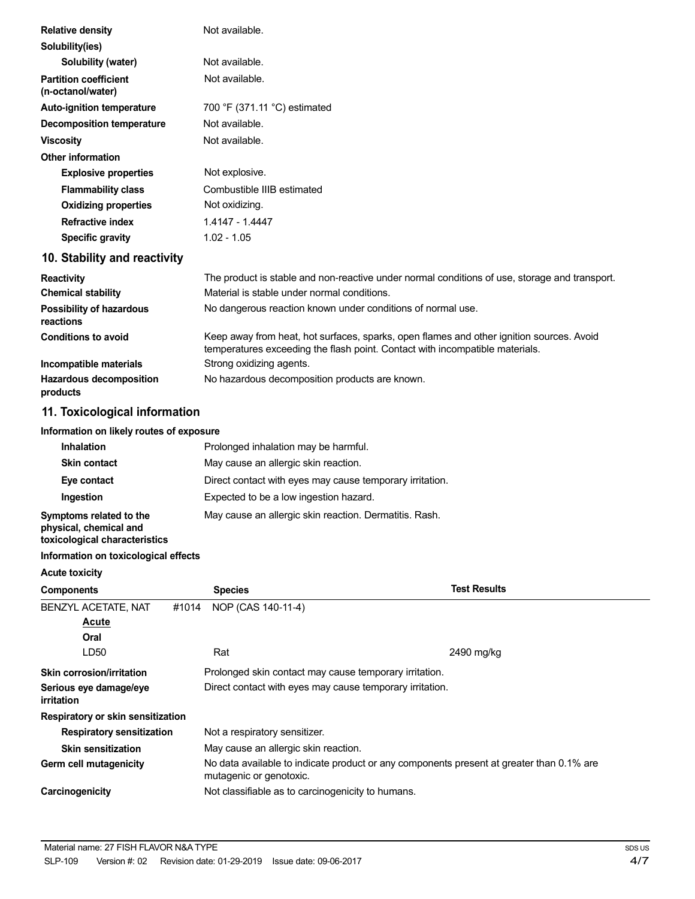| | |
|---|---|
| **Relative density** | Not available. |
| **Solubility(ies)** | |
| **Solubility (water)** | Not available. |
| **Partition coefficient (n-octanol/water)** | Not available. |
| **Auto-ignition temperature** | 700 °F (371.11 °C) estimated |
| **Decomposition temperature** | Not available. |
| **Viscosity** | Not available. |
| **Other information** | |
| **Explosive properties** | Not explosive. |
| **Flammability class** | Combustible IIIB estimated |
| **Oxidizing properties** | Not oxidizing. |
| **Refractive index** | 1.4147 - 1.4447 |
| **Specific gravity** | 1.02 - 1.05 |

## 10. Stability and reactivity

| | |
|---|---|
| **Reactivity** | The product is stable and non-reactive under normal conditions of use, storage and transport. |
| **Chemical stability** | Material is stable under normal conditions. |
| **Possibility of hazardous reactions** | No dangerous reaction known under conditions of normal use. |
| **Conditions to avoid** | Keep away from heat, hot surfaces, sparks, open flames and other ignition sources. Avoid temperatures exceeding the flash point. Contact with incompatible materials. |
| **Incompatible materials** | Strong oxidizing agents. |
| **Hazardous decomposition products** | No hazardous decomposition products are known. |

## 11. Toxicological information

**Information on likely routes of exposure**

| | |
|---|---|
| **Inhalation** | Prolonged inhalation may be harmful. |
| **Skin contact** | May cause an allergic skin reaction. |
| **Eye contact** | Direct contact with eyes may cause temporary irritation. |
| **Ingestion** | Expected to be a low ingestion hazard. |
| **Symptoms related to the physical, chemical and toxicological characteristics** | May cause an allergic skin reaction. Dermatitis. Rash. |

**Information on toxicological effects**

**Acute toxicity**

| Components | Species | Test Results |
|---|---|---|
| BENZYL ACETATE, NAT #1014 NOP (CAS 140-11-4) | | |
| ***Acute*** | | |
| **Oral** | | |
| LD50 | Rat | 2490 mg/kg |

| | |
|---|---|
| **Skin corrosion/irritation** | Prolonged skin contact may cause temporary irritation. |
| **Serious eye damage/eye irritation** | Direct contact with eyes may cause temporary irritation. |
| **Respiratory or skin sensitization** | |
| **Respiratory sensitization** | Not a respiratory sensitizer. |
| **Skin sensitization** | May cause an allergic skin reaction. |
| **Germ cell mutagenicity** | No data available to indicate product or any components present at greater than 0.1% are mutagenic or genotoxic. |
| **Carcinogenicity** | Not classifiable as to carcinogenicity to humans. |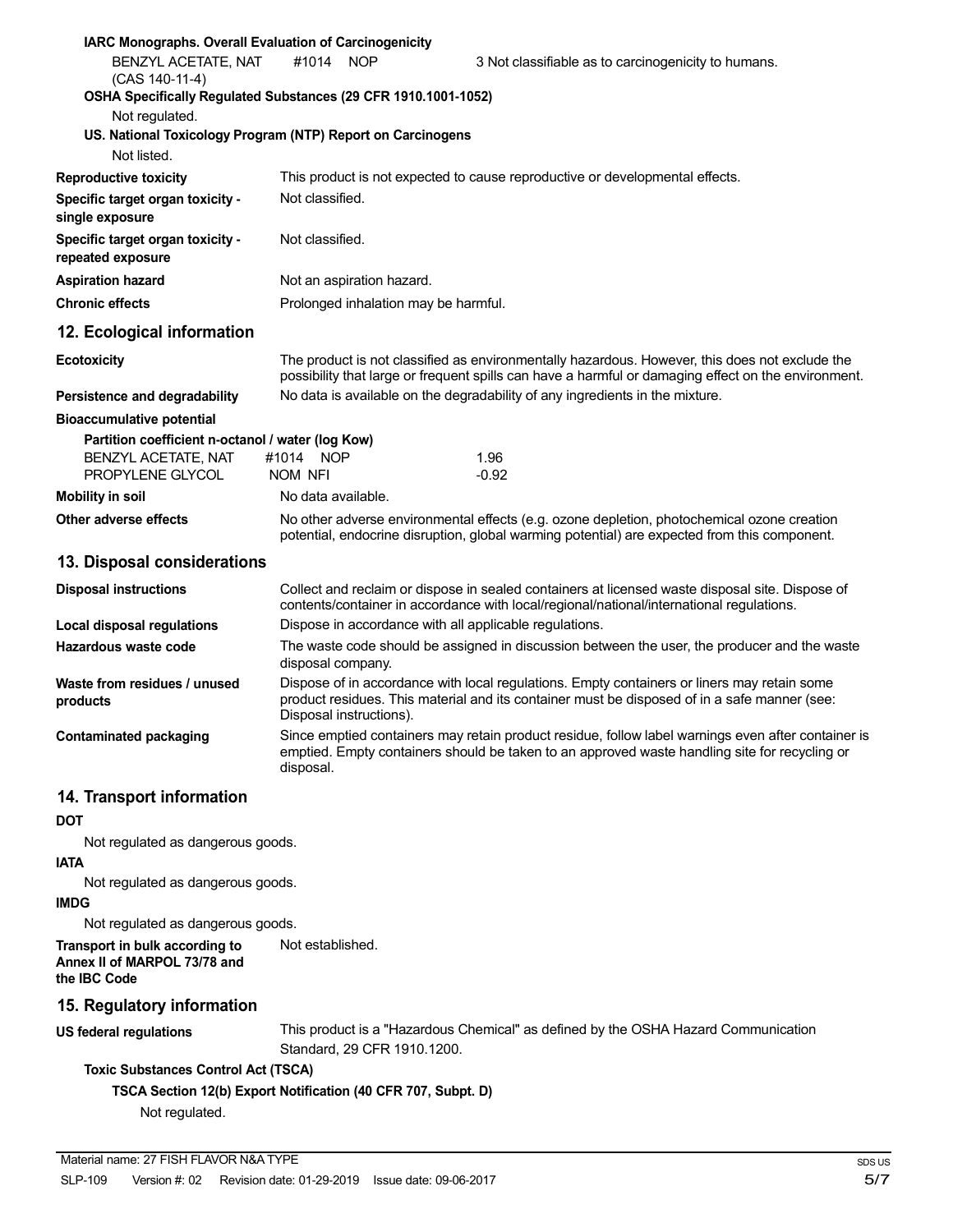**IARC Monographs. Overall Evaluation of Carcinogenicity**

| | | |
|---|---|---|
| BENZYL ACETATE, NAT (CAS 140-11-4) | #1014 NOP | 3 Not classifiable as to carcinogenicity to humans. |

**OSHA Specifically Regulated Substances (29 CFR 1910.1001-1052)**

Not regulated.

**US. National Toxicology Program (NTP) Report on Carcinogens**

Not listed.

| | |
|---|---|
| **Reproductive toxicity** | This product is not expected to cause reproductive or developmental effects. |
| **Specific target organ toxicity - single exposure** | Not classified. |
| **Specific target organ toxicity - repeated exposure** | Not classified. |
| **Aspiration hazard** | Not an aspiration hazard. |
| **Chronic effects** | Prolonged inhalation may be harmful. |

## 12. Ecological information

| | |
|---|---|
| **Ecotoxicity** | The product is not classified as environmentally hazardous. However, this does not exclude the possibility that large or frequent spills can have a harmful or damaging effect on the environment. |
| **Persistence and degradability** | No data is available on the degradability of any ingredients in the mixture. |

**Bioaccumulative potential**

**Partition coefficient n-octanol / water (log Kow)**

| | |
|---|---|
| BENZYL ACETATE, NAT #1014 NOP | 1.96 |
| PROPYLENE GLYCOL NOM NFI | -0.92 |

| | |
|---|---|
| **Mobility in soil** | No data available. |
| **Other adverse effects** | No other adverse environmental effects (e.g. ozone depletion, photochemical ozone creation potential, endocrine disruption, global warming potential) are expected from this component. |

## 13. Disposal considerations

| | |
|---|---|
| **Disposal instructions** | Collect and reclaim or dispose in sealed containers at licensed waste disposal site. Dispose of contents/container in accordance with local/regional/national/international regulations. |
| **Local disposal regulations** | Dispose in accordance with all applicable regulations. |
| **Hazardous waste code** | The waste code should be assigned in discussion between the user, the producer and the waste disposal company. |
| **Waste from residues / unused products** | Dispose of in accordance with local regulations. Empty containers or liners may retain some product residues. This material and its container must be disposed of in a safe manner (see: Disposal instructions). |
| **Contaminated packaging** | Since emptied containers may retain product residue, follow label warnings even after container is emptied. Empty containers should be taken to an approved waste handling site for recycling or disposal. |

## 14. Transport information

**DOT**

Not regulated as dangerous goods.

**IATA**

Not regulated as dangerous goods.

**IMDG**

Not regulated as dangerous goods.

| | |
|---|---|
| **Transport in bulk according to Annex II of MARPOL 73/78 and the IBC Code** | Not established. |

## 15. Regulatory information

| | |
|---|---|
| **US federal regulations** | This product is a "Hazardous Chemical" as defined by the OSHA Hazard Communication Standard, 29 CFR 1910.1200. |

**Toxic Substances Control Act (TSCA)**

**TSCA Section 12(b) Export Notification (40 CFR 707, Subpt. D)**

Not regulated.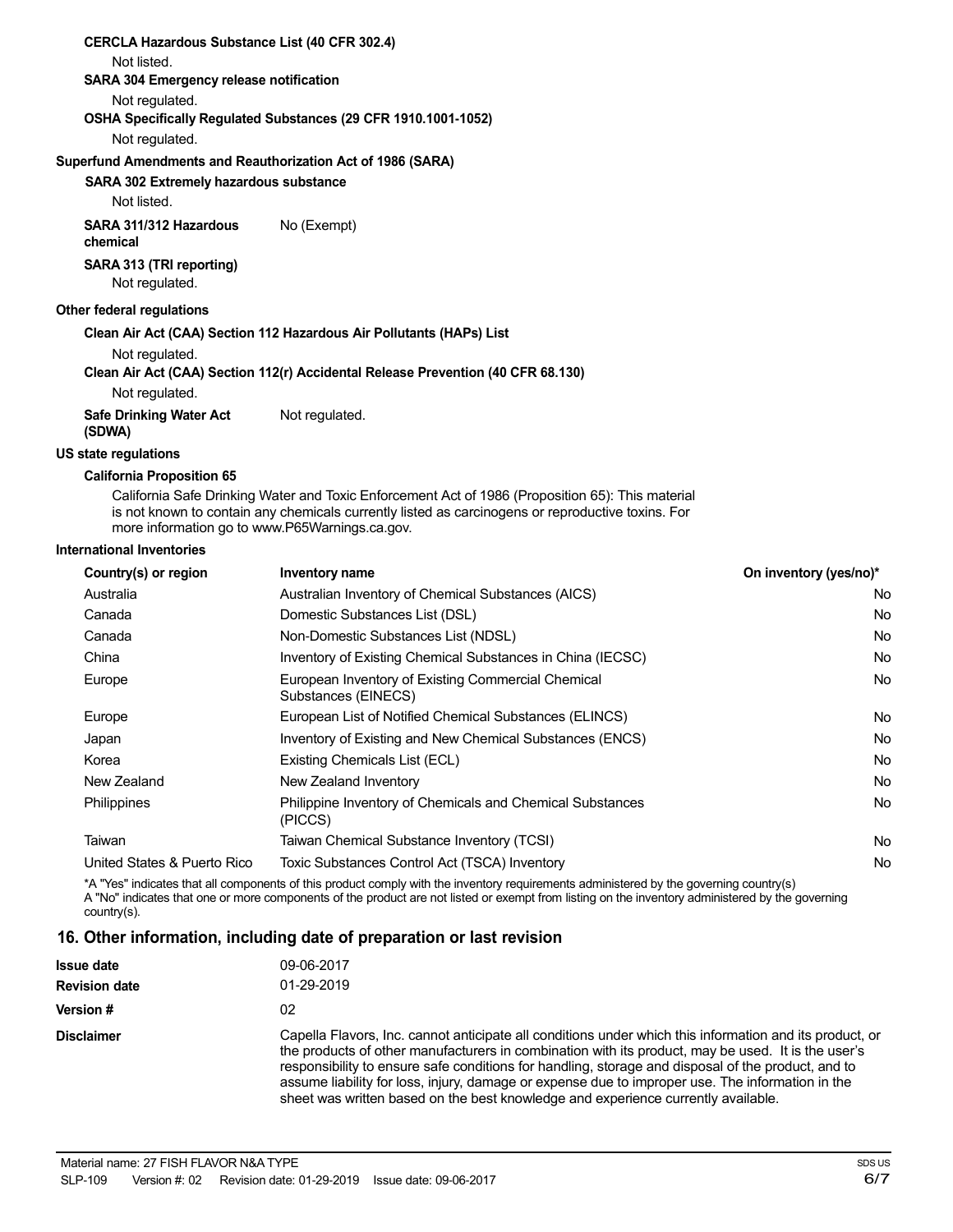**CERCLA Hazardous Substance List (40 CFR 302.4)**

Not listed.

**SARA 304 Emergency release notification**

Not regulated.

**OSHA Specifically Regulated Substances (29 CFR 1910.1001-1052)**

Not regulated.

**Superfund Amendments and Reauthorization Act of 1986 (SARA)**

**SARA 302 Extremely hazardous substance**

Not listed.

**SARA 311/312 Hazardous chemical** No (Exempt)

**SARA 313 (TRI reporting)**

Not regulated.

**Other federal regulations**

**Clean Air Act (CAA) Section 112 Hazardous Air Pollutants (HAPs) List**

Not regulated.

**Clean Air Act (CAA) Section 112(r) Accidental Release Prevention (40 CFR 68.130)**

Not regulated.

**Safe Drinking Water Act (SDWA)** Not regulated.

**US state regulations**

**California Proposition 65**

California Safe Drinking Water and Toxic Enforcement Act of 1986 (Proposition 65): This material is not known to contain any chemicals currently listed as carcinogens or reproductive toxins. For more information go to www.P65Warnings.ca.gov.

**International Inventories**

| Country(s) or region | Inventory name | On inventory (yes/no)* |
|---|---|---|
| Australia | Australian Inventory of Chemical Substances (AICS) | No |
| Canada | Domestic Substances List (DSL) | No |
| Canada | Non-Domestic Substances List (NDSL) | No |
| China | Inventory of Existing Chemical Substances in China (IECSC) | No |
| Europe | European Inventory of Existing Commercial Chemical Substances (EINECS) | No |
| Europe | European List of Notified Chemical Substances (ELINCS) | No |
| Japan | Inventory of Existing and New Chemical Substances (ENCS) | No |
| Korea | Existing Chemicals List (ECL) | No |
| New Zealand | New Zealand Inventory | No |
| Philippines | Philippine Inventory of Chemicals and Chemical Substances (PICCS) | No |
| Taiwan | Taiwan Chemical Substance Inventory (TCSI) | No |
| United States & Puerto Rico | Toxic Substances Control Act (TSCA) Inventory | No |

*A "Yes" indicates that all components of this product comply with the inventory requirements administered by the governing country(s)
A "No" indicates that one or more components of the product are not listed or exempt from listing on the inventory administered by the governing country(s).

## 16. Other information, including date of preparation or last revision

**Issue date** 09-06-2017

**Revision date** 01-29-2019

**Version #** 02

**Disclaimer** Capella Flavors, Inc. cannot anticipate all conditions under which this information and its product, or the products of other manufacturers in combination with its product, may be used. It is the user's responsibility to ensure safe conditions for handling, storage and disposal of the product, and to assume liability for loss, injury, damage or expense due to improper use. The information in the sheet was written based on the best knowledge and experience currently available.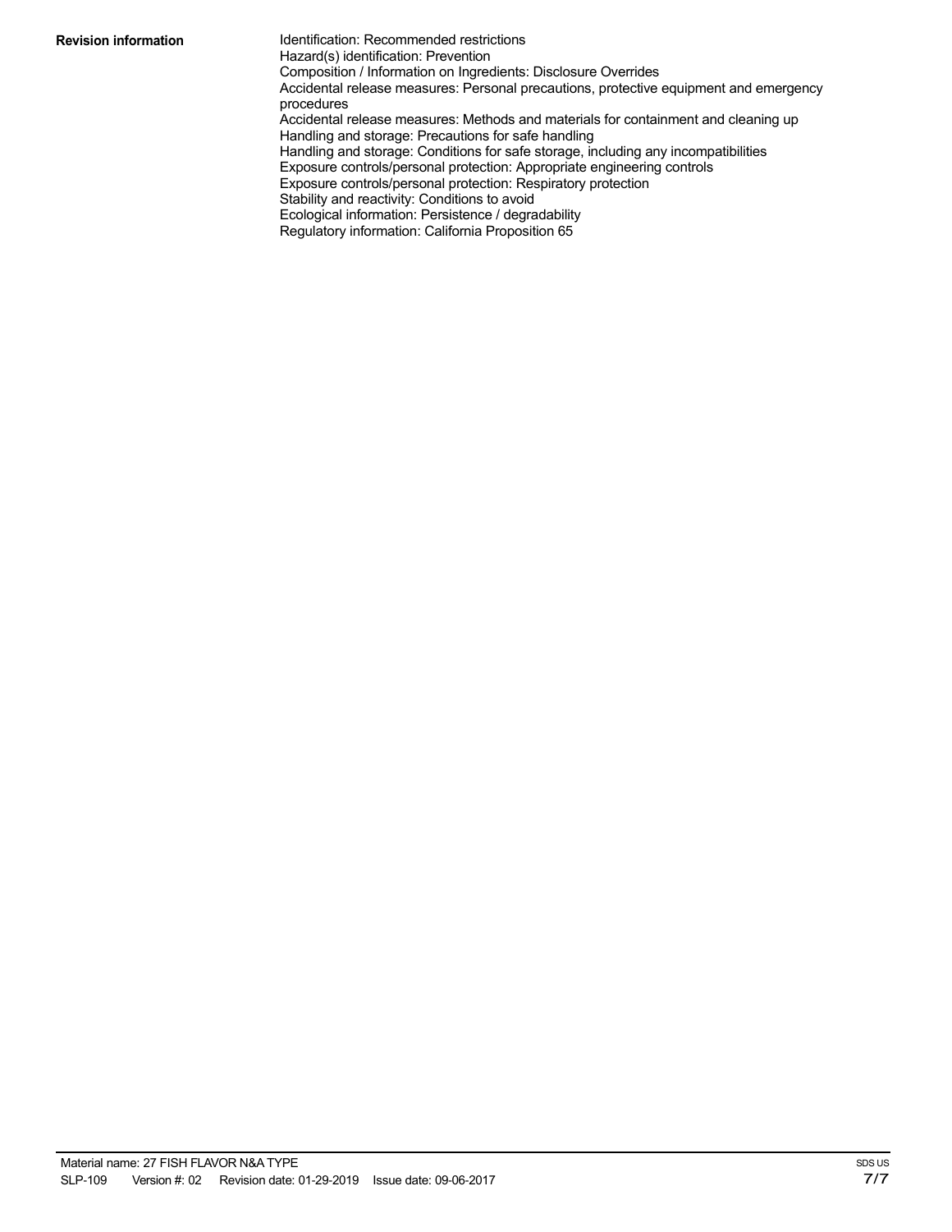**Revision information**

Identification: Recommended restrictions
Hazard(s) identification: Prevention
Composition / Information on Ingredients: Disclosure Overrides
Accidental release measures: Personal precautions, protective equipment and emergency procedures
Accidental release measures: Methods and materials for containment and cleaning up
Handling and storage: Precautions for safe handling
Handling and storage: Conditions for safe storage, including any incompatibilities
Exposure controls/personal protection: Appropriate engineering controls
Exposure controls/personal protection: Respiratory protection
Stability and reactivity: Conditions to avoid
Ecological information: Persistence / degradability
Regulatory information: California Proposition 65